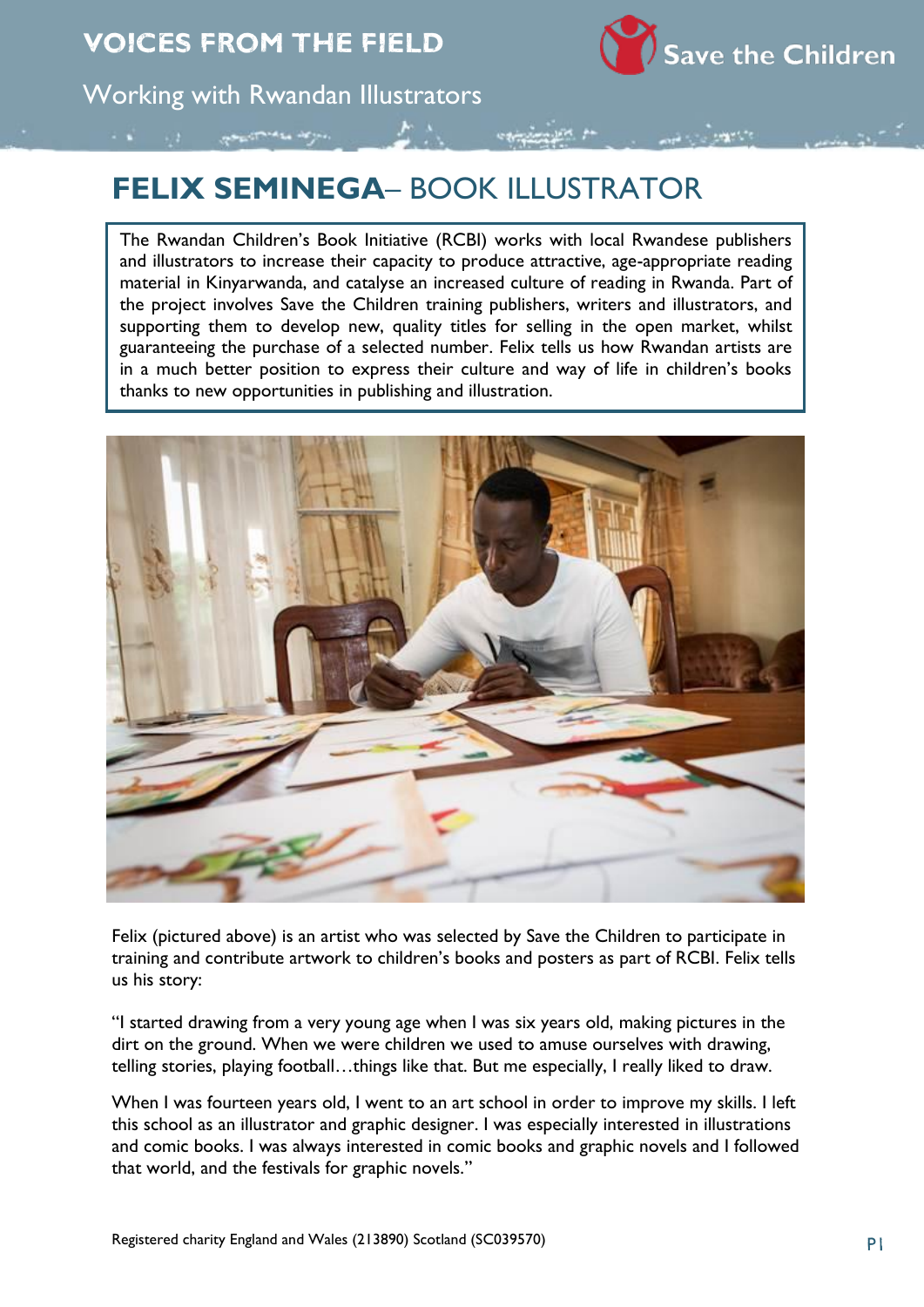# VOICES FROM THE FIELD

## Working with Rwandan Illustrators

## **FELIX SEMINEGA**– BOOK ILLUSTRATOR

The Rwandan Children's Book Initiative (RCBI) works with local Rwandese publishers and illustrators to increase their capacity to produce attractive, age-appropriate reading material in Kinyarwanda, and catalyse an increased culture of reading in Rwanda. Part of the project involves Save the Children training publishers, writers and illustrators, and supporting them to develop new, quality titles for selling in the open market, whilst guaranteeing the purchase of a selected number. Felix tells us how Rwandan artists are in a much better position to express their culture and way of life in children's books thanks to new opportunities in publishing and illustration.

Felix (pictured above) is an artist who was selected by Save the Children to participate in training and contribute artwork to children's books and posters as part of RCBI. Felix tells us his story:

"I started drawing from a very young age when I was six years old, making pictures in the dirt on the ground. When we were children we used to amuse ourselves with drawing, telling stories, playing football…things like that. But me especially, I really liked to draw.

When I was fourteen years old, I went to an art school in order to improve my skills. I left this school as an illustrator and graphic designer. I was especially interested in illustrations and comic books. I was always interested in comic books and graphic novels and I followed that world, and the festivals for graphic novels."

Registered charity England and Wales (213890) Scotland (SC039570)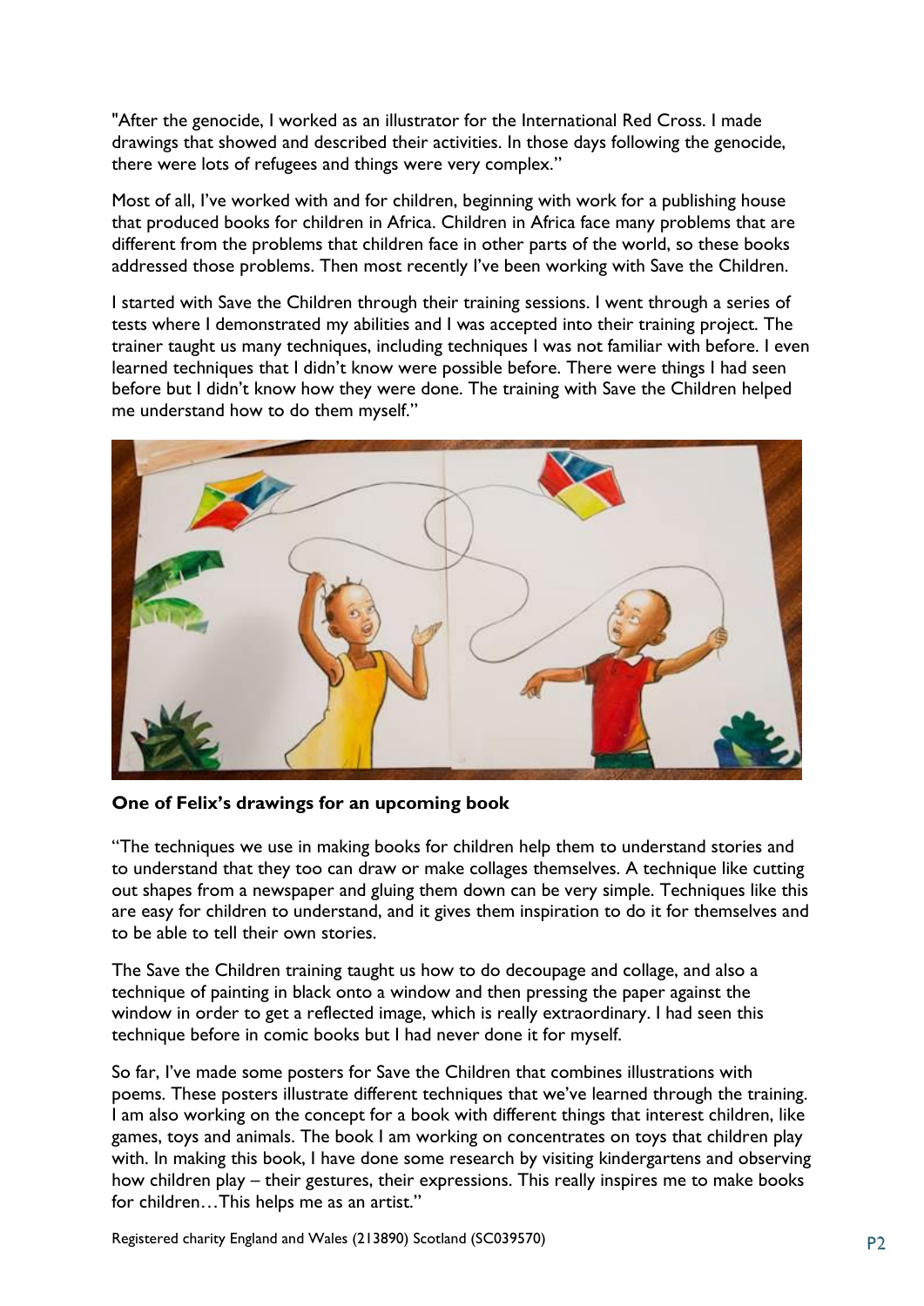"After the genocide, I worked as an illustrator for the International Red Cross. I made drawings that showed and described their activities. In those days following the genocide, there were lots of refugees and things were very complex."

Most of all, I've worked with and for children, beginning with work for a publishing house that produced books for children in Africa. Children in Africa face many problems that are different from the problems that children face in other parts of the world, so these books addressed those problems. Then most recently I've been working with Save the Children.

I started with Save the Children through their training sessions. I went through a series of tests where I demonstrated my abilities and I was accepted into their training project. The trainer taught us many techniques, including techniques I was not familiar with before. I even learned techniques that I didn't know were possible before. There were things I had seen before but I didn't know how they were done. The training with Save the Children helped me understand how to do them myself."

**One of Felix's drawings for an upcoming book**

"The techniques we use in making books for children help them to understand stories and to understand that they too can draw or make collages themselves. A technique like cutting out shapes from a newspaper and gluing them down can be very simple. Techniques like this are easy for children to understand, and it gives them inspiration to do it for themselves and to be able to tell their own stories.

The Save the Children training taught us how to do decoupage and collage, and also a technique of painting in black onto a window and then pressing the paper against the window in order to get a reflected image, which is really extraordinary. I had seen this technique before in comic books but I had never done it for myself.

So far, I've made some posters for Save the Children that combines illustrations with poems. These posters illustrate different techniques that we've learned through the training. I am also working on the concept for a book with different things that interest children, like games, toys and animals. The book I am working on concentrates on toys that children play with. In making this book, I have done some research by visiting kindergartens and observing how children play – their gestures, their expressions. This really inspires me to make books for children…This helps me as an artist."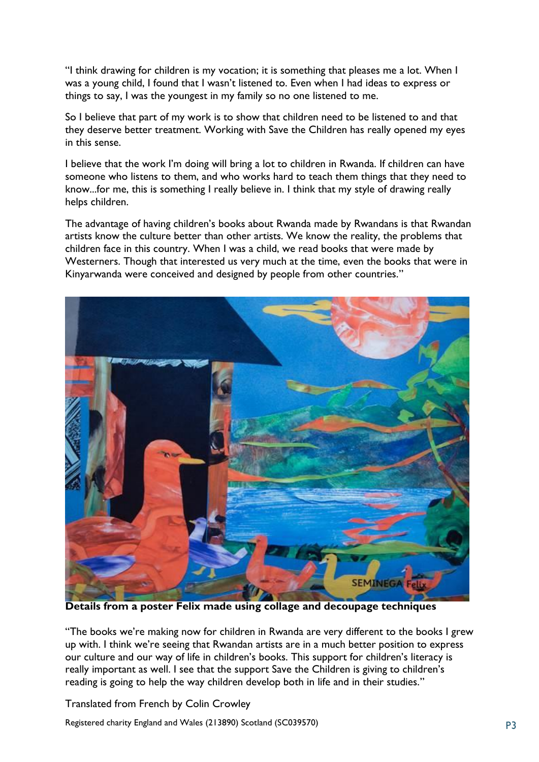"I think drawing for children is my vocation; it is something that pleases me a lot. When I was a young child, I found that I wasn't listened to. Even when I had ideas to express or things to say, I was the youngest in my family so no one listened to me.

So I believe that part of my work is to show that children need to be listened to and that they deserve better treatment. Working with Save the Children has really opened my eyes in this sense.

I believe that the work I'm doing will bring a lot to children in Rwanda. If children can have someone who listens to them, and who works hard to teach them things that they need to know...for me, this is something I really believe in. I think that my style of drawing really helps children.

The advantage of having children's books about Rwanda made by Rwandans is that Rwandan artists know the culture better than other artists. We know the reality, the problems that children face in this country. When I was a child, we read books that were made by Westerners. Though that interested us very much at the time, even the books that were in Kinyarwanda were conceived and designed by people from other countries."

**Details from a poster Felix made using collage and decoupage techniques**

"The books we're making now for children in Rwanda are very different to the books I grew up with. I think we're seeing that Rwandan artists are in a much better position to express our culture and our way of life in children's books. This support for children's literacy is really important as well. I see that the support Save the Children is giving to children's reading is going to help the way children develop both in life and in their studies."

Translated from French by Colin Crowley

Registered charity England and Wales (213890) Scotland (SC039570)